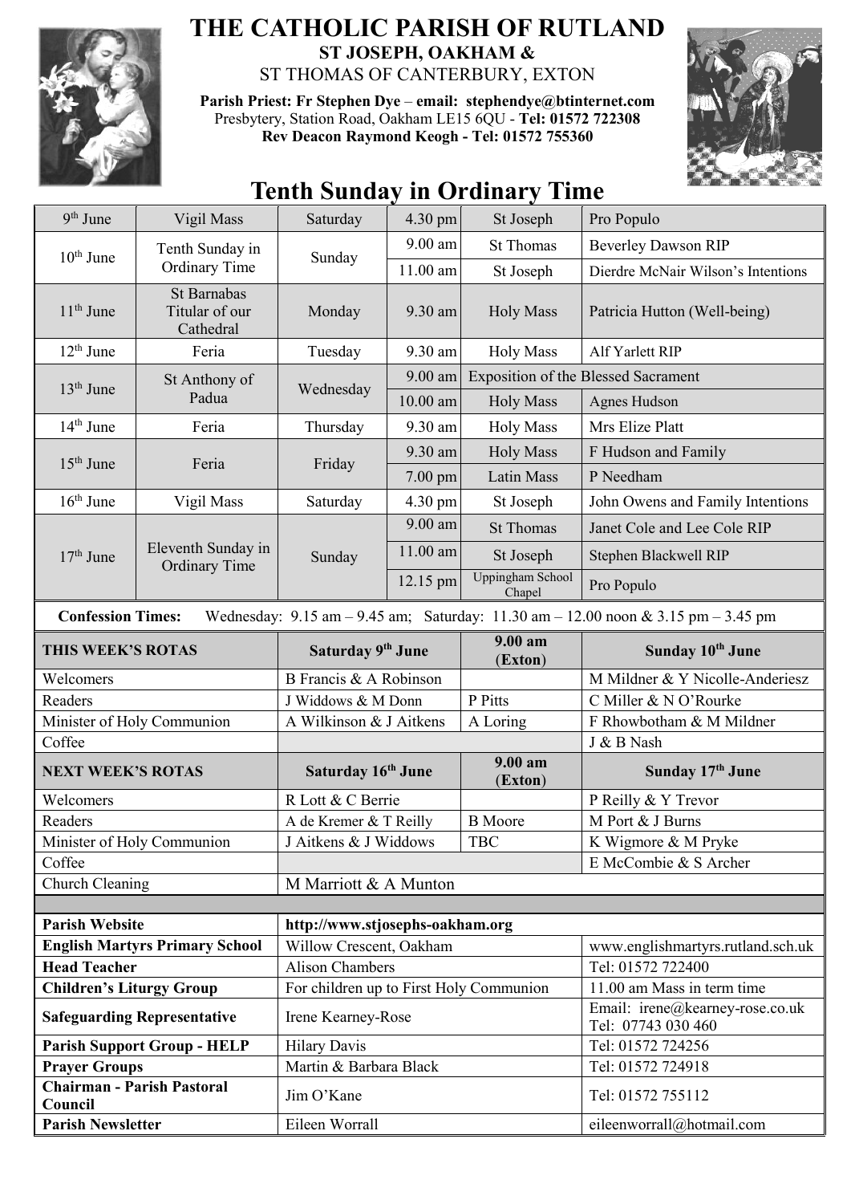# THE CATHOLIC PARISH OF RUTLAND

**ST JOSEPH, OAKHAM &**

ST THOMAS OF CANTERBURY, EXTON

**Parish Priest: Fr Stephen Dye – email: stephendye@btinternet.com**
Presbytery, Station Road, Oakham LE15 6QU - **Tel: 01572 722308**
**Rev Deacon Raymond Keogh - Tel: 01572 755360**

## Tenth Sunday in Ordinary Time

| Date | Occasion | Day | Time | Place | Intention |
|---|---|---|---|---|---|
| 9th June | Vigil Mass | Saturday | 4.30 pm | St Joseph | Pro Populo |
| 10th June | Tenth Sunday in Ordinary Time | Sunday | 9.00 am | St Thomas | Beverley Dawson RIP |
| | | | 11.00 am | St Joseph | Dierdre McNair Wilson's Intentions |
| 11th June | St Barnabas Titular of our Cathedral | Monday | 9.30 am | Holy Mass | Patricia Hutton (Well-being) |
| 12th June | Feria | Tuesday | 9.30 am | Holy Mass | Alf Yarlett RIP |
| 13th June | St Anthony of Padua | Wednesday | 9.00 am | Exposition of the Blessed Sacrament | |
| | | | 10.00 am | Holy Mass | Agnes Hudson |
| 14th June | Feria | Thursday | 9.30 am | Holy Mass | Mrs Elize Platt |
| 15th June | Feria | Friday | 9.30 am | Holy Mass | F Hudson and Family |
| | | | 7.00 pm | Latin Mass | P Needham |
| 16th June | Vigil Mass | Saturday | 4.30 pm | St Joseph | John Owens and Family Intentions |
| 17th June | Eleventh Sunday in Ordinary Time | Sunday | 9.00 am | St Thomas | Janet Cole and Lee Cole RIP |
| | | | 11.00 am | St Joseph | Stephen Blackwell RIP |
| | | | 12.15 pm | Uppingham School Chapel | Pro Populo |

**Confession Times:** Wednesday: 9.15 am – 9.45 am; Saturday: 11.30 am – 12.00 noon & 3.15 pm – 3.45 pm

| THIS WEEK'S ROTAS | Saturday 9th June | 9.00 am (Exton) | Sunday 10th June |
|---|---|---|---|
| Welcomers | B Francis & A Robinson | | M Mildner & Y Nicolle-Anderiesz |
| Readers | J Widdows & M Donn | P Pitts | C Miller & N O'Rourke |
| Minister of Holy Communion | A Wilkinson & J Aitkens | A Loring | F Rhowbotham & M Mildner |
| Coffee | | | J & B Nash |
| **NEXT WEEK'S ROTAS** | **Saturday 16th June** | **9.00 am (Exton)** | **Sunday 17th June** |
| Welcomers | R Lott & C Berrie | | P Reilly & Y Trevor |
| Readers | A de Kremer & T Reilly | B Moore | M Port & J Burns |
| Minister of Holy Communion | J Aitkens & J Widdows | TBC | K Wigmore & M Pryke |
| Coffee | | | E McCombie & S Archer |
| Church Cleaning | M Marriott & A Munton | | |

| | | |
|---|---|---|
| **Parish Website** | http://www.stjosephs-oakham.org | |
| **English Martyrs Primary School** | Willow Crescent, Oakham | www.englishmartyrs.rutland.sch.uk |
| **Head Teacher** | Alison Chambers | Tel: 01572 722400 |
| **Children's Liturgy Group** | For children up to First Holy Communion | 11.00 am Mass in term time |
| **Safeguarding Representative** | Irene Kearney-Rose | Email: irene@kearney-rose.co.uk Tel: 07743 030 460 |
| **Parish Support Group - HELP** | Hilary Davis | Tel: 01572 724256 |
| **Prayer Groups** | Martin & Barbara Black | Tel: 01572 724918 |
| **Chairman - Parish Pastoral Council** | Jim O'Kane | Tel: 01572 755112 |
| **Parish Newsletter** | Eileen Worrall | eileenworrall@hotmail.com |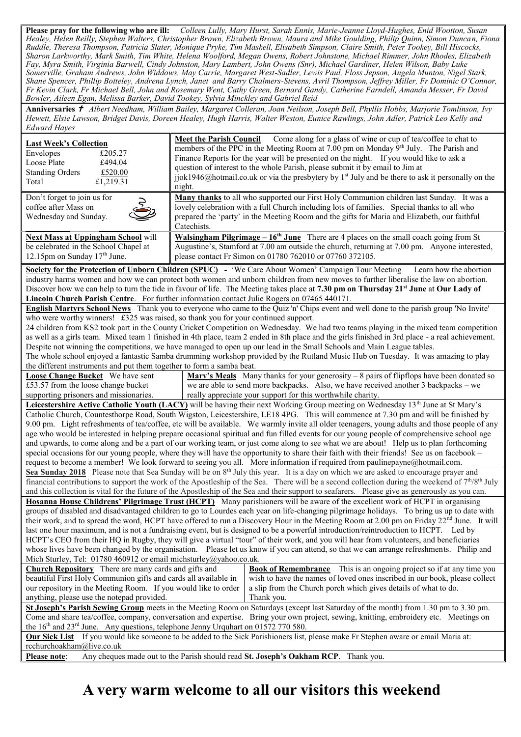**Please pray for the following who are ill:** *Colleen Lully, Mary Hurst, Sarah Ennis, Marie-Jeanne Lloyd-Hughes, Enid Wootton, Susan Healey, Helen Reilly, Stephen Walters, Christopher Brown, Elizabeth Brown, Maura and Mike Goulding, Philip Quinn, Simon Duncan, Fiona Ruddle, Theresa Thompson, Patricia Slater, Monique Pryke, Tim Maskell, Elisabeth Simpson, Claire Smith, Peter Tookey, Bill Hiscocks, Sharon Larkworthy, Mark Smith, Tim White, Helena Woolford, Megan Owens, Robert Johnstone, Michael Rimmer, John Rhodes, Elizabeth Fay, Myra Smith, Virginia Barwell, Cindy Johnston, Mary Lambert, John Owens (Snr), Michael Gardiner, Helen Wilson, Baby Luke Somerville, Graham Andrews, John Widdows, May Carrie, Margaret West-Sadler, Lewis Paul, Floss Jepson, Angela Munton, Nigel Stark, Shane Spencer, Phillip Botteley, Andrena Lynch, Janet and Barry Chalmers-Stevens, Avril Thompson, Jeffrey Miller, Fr Dominic O'Connor, Fr Kevin Clark, Fr Michael Bell, John and Rosemary Went, Cathy Green, Bernard Gandy, Catherine Farndell, Amanda Messer, Fr David Bowler, Aileen Egan, Melissa Barker, David Tookey, Sylvia Minckley and Gabriel Reid*

**Anniversaries ✝** *Albert Needham, William Bailey, Margaret Colleran, Joan Neilson, Joseph Bell, Phyllis Hobbs, Marjorie Tomlinson, Ivy Hewett, Elsie Lawson, Bridget Davis, Doreen Healey, Hugh Harris, Walter Weston, Eunice Rawlings, John Adler, Patrick Leo Kelly and Edward Hayes*

**Last Week's Collection**

| | |
|---|---|
| Envelopes | £205.27 |
| Loose Plate | £494.04 |
| Standing Orders | £520.00 |
| Total | £1,219.31 |

**Meet the Parish Council** Come along for a glass of wine or cup of tea/coffee to chat to members of the PPC in the Meeting Room at 7.00 pm on Monday 9th July. The Parish and Finance Reports for the year will be presented on the night. If you would like to ask a question of interest to the whole Parish, please submit it by email to Jim at jjok1946@hotmail.co.uk or via the presbytery by 1st July and be there to ask it personally on the night.

Don't forget to join us for coffee after Mass on Wednesday and Sunday.

**Many thanks** to all who supported our First Holy Communion children last Sunday. It was a lovely celebration with a full Church including lots of families. Special thanks to all who prepared the 'party' in the Meeting Room and the gifts for Maria and Elizabeth, our faithful Catechists.

**Next Mass at Uppingham School** will be celebrated in the School Chapel at 12.15pm on Sunday 17th June.

**Walsingham Pilgrimage – 16th June** There are 4 places on the small coach going from St Augustine's, Stamford at 7.00 am outside the church, returning at 7.00 pm. Anyone interested, please contact Fr Simon on 01780 762010 or 07760 372105.

**Society for the Protection of Unborn Children (SPUC) -** 'We Care About Women' Campaign Tour Meeting Learn how the abortion industry harms women and how we can protect both women and unborn children from new moves to further liberalise the law on abortion. Discover how we can help to turn the tide in favour of life. The Meeting takes place at **7.30 pm on Thursday 21st June** at **Our Lady of Lincoln Church Parish Centre**. For further information contact Julie Rogers on 07465 440171.

**English Martyrs School News** Thank you to everyone who came to the Quiz 'n' Chips event and well done to the parish group 'No Invite' who were worthy winners! £325 was raised, so thank you for your continued support.
24 children from KS2 took part in the County Cricket Competition on Wednesday. We had two teams playing in the mixed team competition as well as a girls team. Mixed team 1 finished in 4th place, team 2 ended in 8th place and the girls finished in 3rd place - a real achievement. Despite not winning the competitions, we have managed to open up our lead in the Small Schools and Main League tables.
The whole school enjoyed a fantastic Samba drumming workshop provided by the Rutland Music Hub on Tuesday. It was amazing to play the different instruments and put them together to form a samba beat.

**Loose Change Bucket** We have sent £53.57 from the loose change bucket supporting prisoners and missionaries.

**Mary's Meals** Many thanks for your generosity – 8 pairs of flipflops have been donated so we are able to send more backpacks. Also, we have received another 3 backpacks – we really appreciate your support for this worthwhile charity.

**Leicestershire Active Catholic Youth (LACY)** will be having their next Working Group meeting on Wednesday 13th June at St Mary's Catholic Church, Countesthorpe Road, South Wigston, Leicestershire, LE18 4PG. This will commence at 7.30 pm and will be finished by 9.00 pm. Light refreshments of tea/coffee, etc will be available. We warmly invite all older teenagers, young adults and those people of any age who would be interested in helping prepare occasional spiritual and fun filled events for our young people of comprehensive school age and upwards, to come along and be a part of our working team, or just come along to see what we are about! Help us to plan forthcoming special occasions for our young people, where they will have the opportunity to share their faith with their friends! See us on facebook – request to become a member! We look forward to seeing you all. More information if required from paulinepayne@hotmail.com.

**Sea Sunday 2018** Please note that Sea Sunday will be on 8th July this year. It is a day on which we are asked to encourage prayer and financial contributions to support the work of the Apostleship of the Sea. There will be a second collection during the weekend of 7th/8th July and this collection is vital for the future of the Apostleship of the Sea and their support to seafarers. Please give as generously as you can.

**Hosanna House Childrens' Pilgrimage Trust (HCPT)** Many parishioners will be aware of the excellent work of HCPT in organising groups of disabled and disadvantaged children to go to Lourdes each year on life-changing pilgrimage holidays. To bring us up to date with their work, and to spread the word, HCPT have offered to run a Discovery Hour in the Meeting Room at 2.00 pm on Friday 22nd June. It will last one hour maximum, and is not a fundraising event, but is designed to be a powerful introduction/reintroduction to HCPT. Led by HCPT's CEO from their HQ in Rugby, they will give a virtual "tour" of their work, and you will hear from volunteers, and beneficiaries whose lives have been changed by the organisation. Please let us know if you can attend, so that we can arrange refreshments. Philip and Mich Sturley, Tel: 01780 460912 or email michsturley@yahoo.co.uk.

**Church Repository** There are many cards and gifts and beautiful First Holy Communion gifts and cards all available in our repository in the Meeting Room. If you would like to order anything, please use the notepad provided.

**Book of Remembrance** This is an ongoing project so if at any time you wish to have the names of loved ones inscribed in our book, please collect a slip from the Church porch which gives details of what to do. Thank you.

**St Joseph's Parish Sewing Group** meets in the Meeting Room on Saturdays (except last Saturday of the month) from 1.30 pm to 3.30 pm. Come and share tea/coffee, company, conversation and expertise. Bring your own project, sewing, knitting, embroidery etc. Meetings on the 16th and 23rd June. Any questions, telephone Jenny Urquhart on 01572 770 580.

**Our Sick List** If you would like someone to be added to the Sick Parishioners list, please make Fr Stephen aware or email Maria at: rcchurchoakham@live.co.uk

**Please note**: Any cheques made out to the Parish should read **St. Joseph's Oakham RCP**. Thank you.

# A very warm welcome to all our visitors this weekend